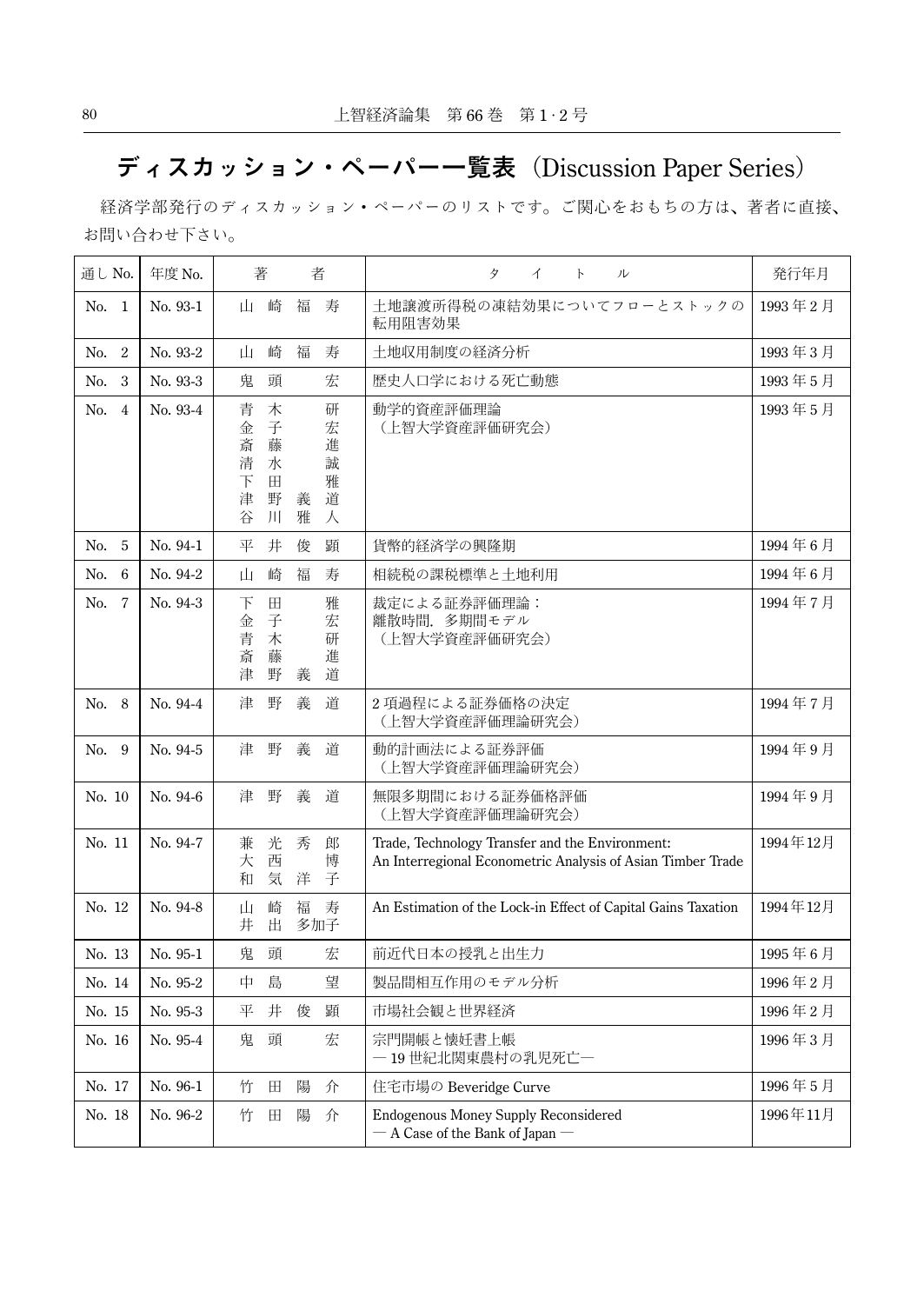# ディスカッション・ペーパー一覧表（Discussion Paper Series）

経済学部発行のディスカッション・ペーパーのリストです。ご関心をおもちの方は、著者に直接、お問い合わせ下さい。

| 通し No. | 年度 No. | 著　　者 | タ　イ　ト　ル | 発行年月 |
|---|---|---|---|---|
| No. 1 | No. 93-1 | 山崎福寿 | 土地譲渡所得税の凍結効果についてフローとストックの転用阻害効果 | 1993 年 2 月 |
| No. 2 | No. 93-2 | 山崎福寿 | 土地収用制度の経済分析 | 1993 年 3 月 |
| No. 3 | No. 93-3 | 鬼頭宏 | 歴史人口学における死亡動態 | 1993 年 5 月 |
| No. 4 | No. 93-4 | 青木研<br>金子宏<br>斎藤進<br>清水誠<br>下田雅<br>津野義道<br>谷川雅人 | 動学的資産評価理論<br>（上智大学資産評価研究会） | 1993 年 5 月 |
| No. 5 | No. 94-1 | 平井俊顕 | 貨幣的経済学の興隆期 | 1994 年 6 月 |
| No. 6 | No. 94-2 | 山崎福寿 | 相続税の課税標準と土地利用 | 1994 年 6 月 |
| No. 7 | No. 94-3 | 下田雅<br>金子宏<br>青木研<br>斎藤進<br>津野義道 | 裁定による証券評価理論：<br>離散時間．多期間モデル<br>（上智大学資産評価研究会） | 1994 年 7 月 |
| No. 8 | No. 94-4 | 津野義道 | 2 項過程による証券価格の決定<br>（上智大学資産評価理論研究会） | 1994 年 7 月 |
| No. 9 | No. 94-5 | 津野義道 | 動的計画法による証券評価<br>（上智大学資産評価理論研究会） | 1994 年 9 月 |
| No. 10 | No. 94-6 | 津野義道 | 無限多期間における証券価格評価<br>（上智大学資産評価理論研究会） | 1994 年 9 月 |
| No. 11 | No. 94-7 | 兼光秀郎<br>大西博<br>和気洋子 | Trade, Technology Transfer and the Environment:<br>An Interregional Econometric Analysis of Asian Timber Trade | 1994年12月 |
| No. 12 | No. 94-8 | 山崎福寿<br>井出多加子 | An Estimation of the Lock-in Effect of Capital Gains Taxation | 1994年12月 |
| No. 13 | No. 95-1 | 鬼頭宏 | 前近代日本の授乳と出生力 | 1995 年 6 月 |
| No. 14 | No. 95-2 | 中島望 | 製品間相互作用のモデル分析 | 1996 年 2 月 |
| No. 15 | No. 95-3 | 平井俊顕 | 市場社会観と世界経済 | 1996 年 2 月 |
| No. 16 | No. 95-4 | 鬼頭宏 | 宗門開帳と懐妊書上帳<br>― 19 世紀北関東農村の乳児死亡― | 1996 年 3 月 |
| No. 17 | No. 96-1 | 竹田陽介 | 住宅市場の Beveridge Curve | 1996 年 5 月 |
| No. 18 | No. 96-2 | 竹田陽介 | Endogenous Money Supply Reconsidered<br>― A Case of the Bank of Japan ― | 1996年11月 |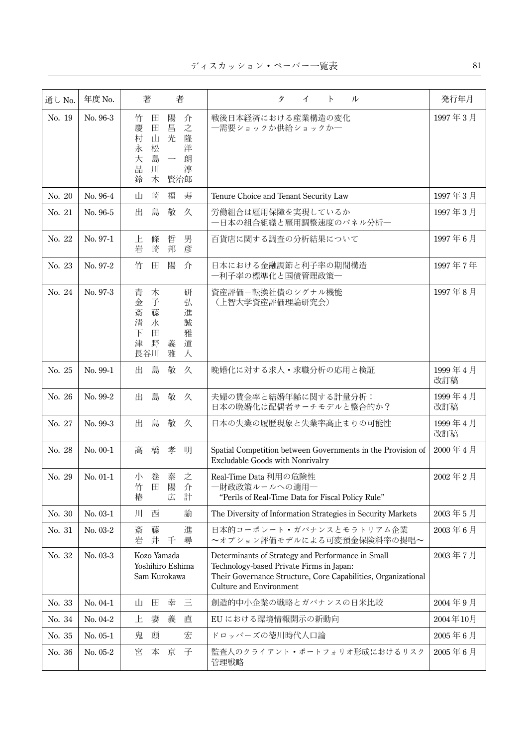| 通し No. | 年度 No. | 著　　者 | タ　イ　ト　ル | 発行年月 |
|---|---|---|---|---|
| No. 19 | No. 96-3 | 竹田陽介<br>慶田昌之<br>村山光隆<br>永松洋<br>大島一朗<br>品川淳<br>鈴木賢治郎 | 戦後日本経済における産業構造の変化<br>―需要ショックか供給ショックか― | 1997年3月 |
| No. 20 | No. 96-4 | 山崎福寿 | Tenure Choice and Tenant Security Law | 1997年3月 |
| No. 21 | No. 96-5 | 出島敬久 | 労働組合は雇用保障を実現しているか<br>―日本の組合組織と雇用調整速度のパネル分析― | 1997年3月 |
| No. 22 | No. 97-1 | 上條哲男<br>岩崎邦彦 | 百貨店に関する調査の分析結果について | 1997年6月 |
| No. 23 | No. 97-2 | 竹田陽介 | 日本における金融調節と利子率の期間構造<br>―利子率の標準化と国債管理政策― | 1997年7年 |
| No. 24 | No. 97-3 | 青木研<br>金子弘<br>斎藤進<br>清水誠<br>下田雅<br>津野義道<br>長谷川雅人 | 資産評価－転換社債のシグナル機能<br>（上智大学資産評価理論研究会） | 1997年8月 |
| No. 25 | No. 99-1 | 出島敬久 | 晩婚化に対する求人・求職分析の応用と検証 | 1999年4月<br>改訂稿 |
| No. 26 | No. 99-2 | 出島敬久 | 夫婦の賃金率と結婚年齢に関する計量分析：<br>日本の晩婚化は配偶者サーチモデルと整合的か？ | 1999年4月<br>改訂稿 |
| No. 27 | No. 99-3 | 出島敬久 | 日本の失業の履歴現象と失業率高止まりの可能性 | 1999年4月<br>改訂稿 |
| No. 28 | No. 00-1 | 高橋孝明 | Spatial Competition between Governments in the Provision of Excludable Goods with Nonrivalry | 2000年4月 |
| No. 29 | No. 01-1 | 小巻泰之<br>竹田陽介<br>椿広計 | Real-Time Data 利用の危険性<br>―財政政策ルールへの適用―<br>"Perils of Real-Time Data for Fiscal Policy Rule" | 2002年2月 |
| No. 30 | No. 03-1 | 川西諭 | The Diversity of Information Strategies in Security Markets | 2003年5月 |
| No. 31 | No. 03-2 | 斎藤進<br>岩井千尋 | 日本的コーポレート・ガバナンスとモラトリアム企業<br>～オプション評価モデルによる可変預金保険料率の提唱～ | 2003年6月 |
| No. 32 | No. 03-3 | Kozo Yamada<br>Yoshihiro Eshima<br>Sam Kurokawa | Determinants of Strategy and Performance in Small Technology-based Private Firms in Japan:<br>Their Governance Structure, Core Capabilities, Organizational Culture and Environment | 2003年7月 |
| No. 33 | No. 04-1 | 山田幸三 | 創造的中小企業の戦略とガバナンスの日米比較 | 2004年9月 |
| No. 34 | No. 04-2 | 上妻義直 | EU における環境情報開示の新動向 | 2004年10月 |
| No. 35 | No. 05-1 | 鬼頭宏 | ドロッパーズの徳川時代人口論 | 2005年6月 |
| No. 36 | No. 05-2 | 宮本京子 | 監査人のクライアント・ポートフォリオ形成におけるリスク管理戦略 | 2005年6月 |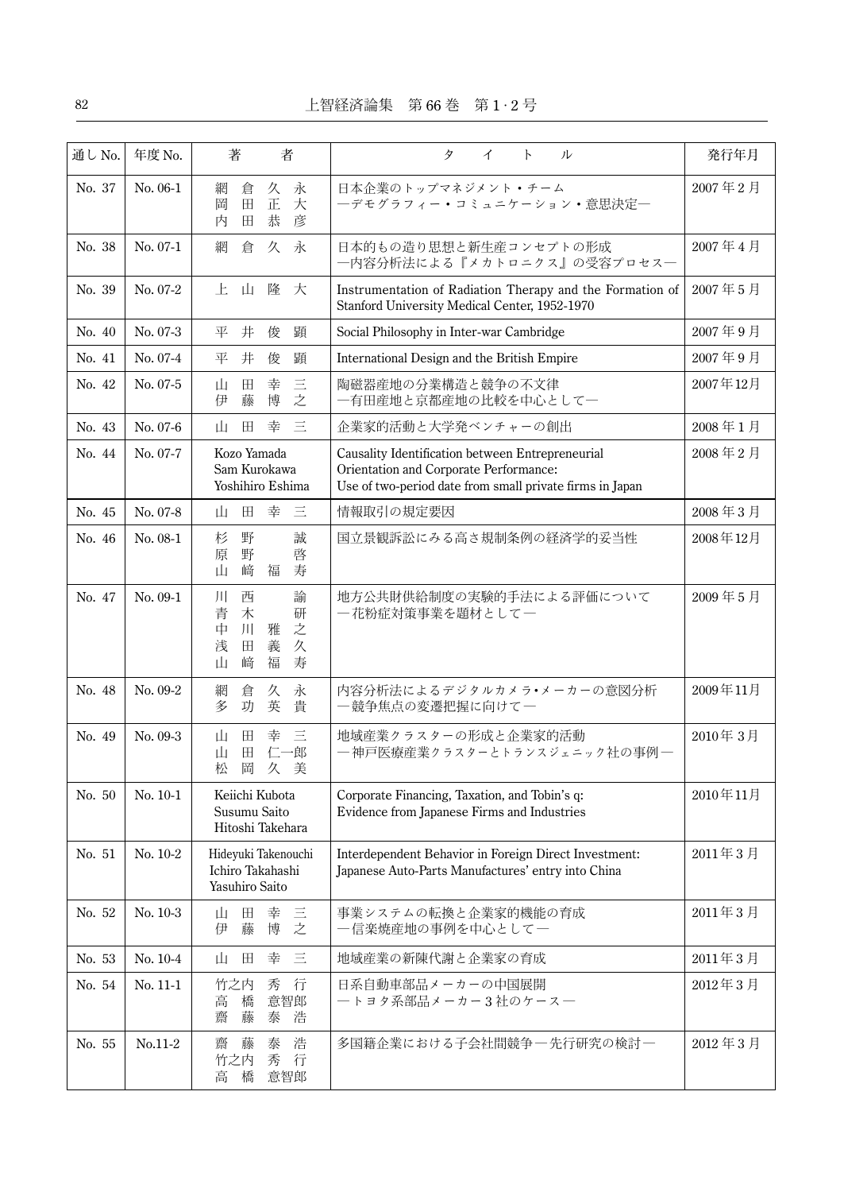| 通し No. | 年度 No. | 著　　者 | タ　イ　ト　ル | 発行年月 |
|---|---|---|---|---|
| No. 37 | No. 06-1 | 網倉久永<br>岡田正大<br>内田恭彦 | 日本企業のトップマネジメント・チーム<br>―デモグラフィー・コミュニケーション・意思決定― | 2007年2月 |
| No. 38 | No. 07-1 | 網倉久永 | 日本的もの造り思想と新生産コンセプトの形成<br>―内容分析法による『メカトロニクス』の受容プロセス― | 2007年4月 |
| No. 39 | No. 07-2 | 上山隆大 | Instrumentation of Radiation Therapy and the Formation of Stanford University Medical Center, 1952-1970 | 2007年5月 |
| No. 40 | No. 07-3 | 平井俊顕 | Social Philosophy in Inter-war Cambridge | 2007年9月 |
| No. 41 | No. 07-4 | 平井俊顕 | International Design and the British Empire | 2007年9月 |
| No. 42 | No. 07-5 | 山田幸三<br>伊藤博之 | 陶磁器産地の分業構造と競争の不文律<br>―有田産地と京都産地の比較を中心として― | 2007年12月 |
| No. 43 | No. 07-6 | 山田幸三 | 企業家的活動と大学発ベンチャーの創出 | 2008年1月 |
| No. 44 | No. 07-7 | Kozo Yamada<br>Sam Kurokawa<br>Yoshihiro Eshima | Causality Identification between Entrepreneurial Orientation and Corporate Performance:<br>Use of two-period date from small private firms in Japan | 2008年2月 |
| No. 45 | No. 07-8 | 山田幸三 | 情報取引の規定要因 | 2008年3月 |
| No. 46 | No. 08-1 | 杉野誠<br>原野啓<br>山崎福寿 | 国立景観訴訟にみる高さ規制条例の経済学的妥当性 | 2008年12月 |
| No. 47 | No. 09-1 | 川西諭<br>青木研<br>中川雅之<br>浅田義久<br>山崎福寿 | 地方公共財供給制度の実験的手法による評価について<br>―花粉症対策事業を題材として― | 2009年5月 |
| No. 48 | No. 09-2 | 網倉久永<br>多功英貴 | 内容分析法によるデジタルカメラ•メーカーの意図分析<br>―競争焦点の変遷把握に向けて― | 2009年11月 |
| No. 49 | No. 09-3 | 山田幸三<br>山田仁一郎<br>松岡久美 | 地域産業クラスターの形成と企業家的活動<br>―神戸医療産業クラスターとトランスジェニック社の事例― | 2010年3月 |
| No. 50 | No. 10-1 | Keiichi Kubota<br>Susumu Saito<br>Hitoshi Takehara | Corporate Financing, Taxation, and Tobin's q:<br>Evidence from Japanese Firms and Industries | 2010年11月 |
| No. 51 | No. 10-2 | Hideyuki Takenouchi<br>Ichiro Takahashi<br>Yasuhiro Saito | Interdependent Behavior in Foreign Direct Investment:<br>Japanese Auto-Parts Manufactures' entry into China | 2011年3月 |
| No. 52 | No. 10-3 | 山田幸三<br>伊藤博之 | 事業システムの転換と企業家的機能の育成<br>―信楽焼産地の事例を中心として― | 2011年3月 |
| No. 53 | No. 10-4 | 山田幸三 | 地域産業の新陳代謝と企業家の育成 | 2011年3月 |
| No. 54 | No. 11-1 | 竹之内秀行<br>高橋意智郎<br>齋藤泰浩 | 日系自動車部品メーカーの中国展開<br>―トヨタ系部品メーカー3社のケース― | 2012年3月 |
| No. 55 | No.11-2 | 齋藤泰浩<br>竹之内秀行<br>高橋意智郎 | 多国籍企業における子会社間競争―先行研究の検討― | 2012年3月 |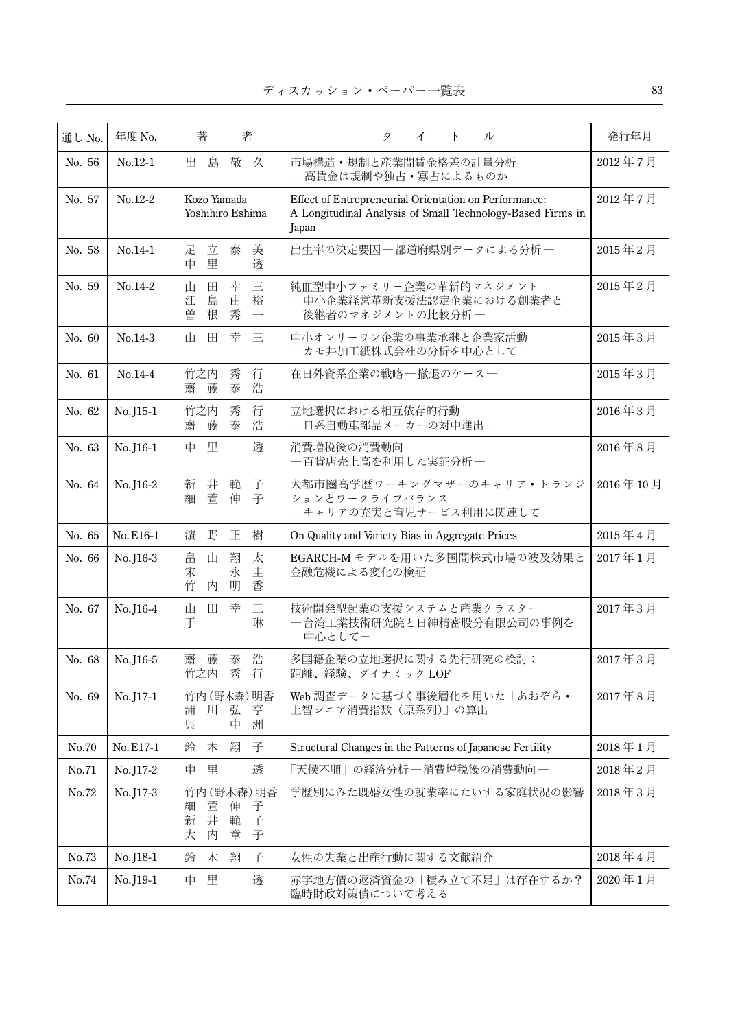| 通し No. | 年度 No. | 著　　者 | タ　イ　ト　ル | 発行年月 |
|---|---|---|---|---|
| No. 56 | No.12-1 | 出島敬久 | 市場構造・規制と産業間賃金格差の計量分析<br>―高賃金は規制や独占・寡占によるものか― | 2012 年 7 月 |
| No. 57 | No.12-2 | Kozo Yamada<br>Yoshihiro Eshima | Effect of Entrepreneurial Orientation on Performance:<br>A Longitudinal Analysis of Small Technology-Based Firms in Japan | 2012 年 7 月 |
| No. 58 | No.14-1 | 足立泰美<br>中里透 | 出生率の決定要因―都道府県別データによる分析― | 2015 年 2 月 |
| No. 59 | No.14-2 | 山田幸三<br>江島由裕<br>曽根秀一 | 純血型中小ファミリー企業の革新的マネジメント<br>―中小企業経営革新支援法認定企業における創業者と後継者のマネジメントの比較分析― | 2015 年 2 月 |
| No. 60 | No.14-3 | 山田幸三 | 中小オンリーワン企業の事業承継と企業家活動<br>―カモ井加工紙株式会社の分析を中心として― | 2015 年 3 月 |
| No. 61 | No.14-4 | 竹之内秀行<br>齋藤泰浩 | 在日外資系企業の戦略―撤退のケース― | 2015 年 3 月 |
| No. 62 | No.J15-1 | 竹之内秀行<br>齋藤泰浩 | 立地選択における相互依存的行動<br>―日系自動車部品メーカーの対中進出― | 2016 年 3 月 |
| No. 63 | No.J16-1 | 中里透 | 消費増税後の消費動向<br>―百貨店売上高を利用した実証分析― | 2016 年 8 月 |
| No. 64 | No.J16-2 | 新井範子<br>細萱伸子 | 大都市圏高学歴ワーキングマザーのキャリア・トランジションとワークライフバランス<br>―キャリアの充実と育児サービス利用に関連して | 2016 年 10 月 |
| No. 65 | No.E16-1 | 濵野正樹 | On Quality and Variety Bias in Aggregate Prices | 2015 年 4 月 |
| No. 66 | No.J16-3 | 畠山翔太<br>宋永圭<br>竹内明香 | EGARCH-M モデルを用いた多国間株式市場の波及効果と金融危機による変化の検証 | 2017 年 1 月 |
| No. 67 | No.J16-4 | 山田幸三<br>于琳 | 技術開発型起業の支援システムと産業クラスター<br>―台湾工業技術研究院と日紳精密股分有限公司の事例を中心として－ | 2017 年 3 月 |
| No. 68 | No.J16-5 | 齋藤泰浩<br>竹之内秀行 | 多国籍企業の立地選択に関する先行研究の検討：<br>距離、経験、ダイナミック LOF | 2017 年 3 月 |
| No. 69 | No.J17-1 | 竹内（野木森）明香<br>浦川弘亨<br>呉中洲 | Web 調査データに基づく事後層化を用いた「あおぞら・上智シニア消費指数（原系列）」の算出 | 2017 年 8 月 |
| No.70 | No.E17-1 | 鈴木翔子 | Structural Changes in the Patterns of Japanese Fertility | 2018 年 1 月 |
| No.71 | No.J17-2 | 中里透 | 「天候不順」の経済分析―消費増税後の消費動向― | 2018 年 2 月 |
| No.72 | No.J17-3 | 竹内（野木森）明香<br>細萱伸子<br>新井範子<br>大内章子 | 学歴別にみた既婚女性の就業率にたいする家庭状況の影響 | 2018 年 3 月 |
| No.73 | No.J18-1 | 鈴木翔子 | 女性の失業と出産行動に関する文献紹介 | 2018 年 4 月 |
| No.74 | No.J19-1 | 中里透 | 赤字地方債の返済資金の「積み立て不足」は存在するか？<br>臨時財政対策債について考える | 2020 年 1 月 |